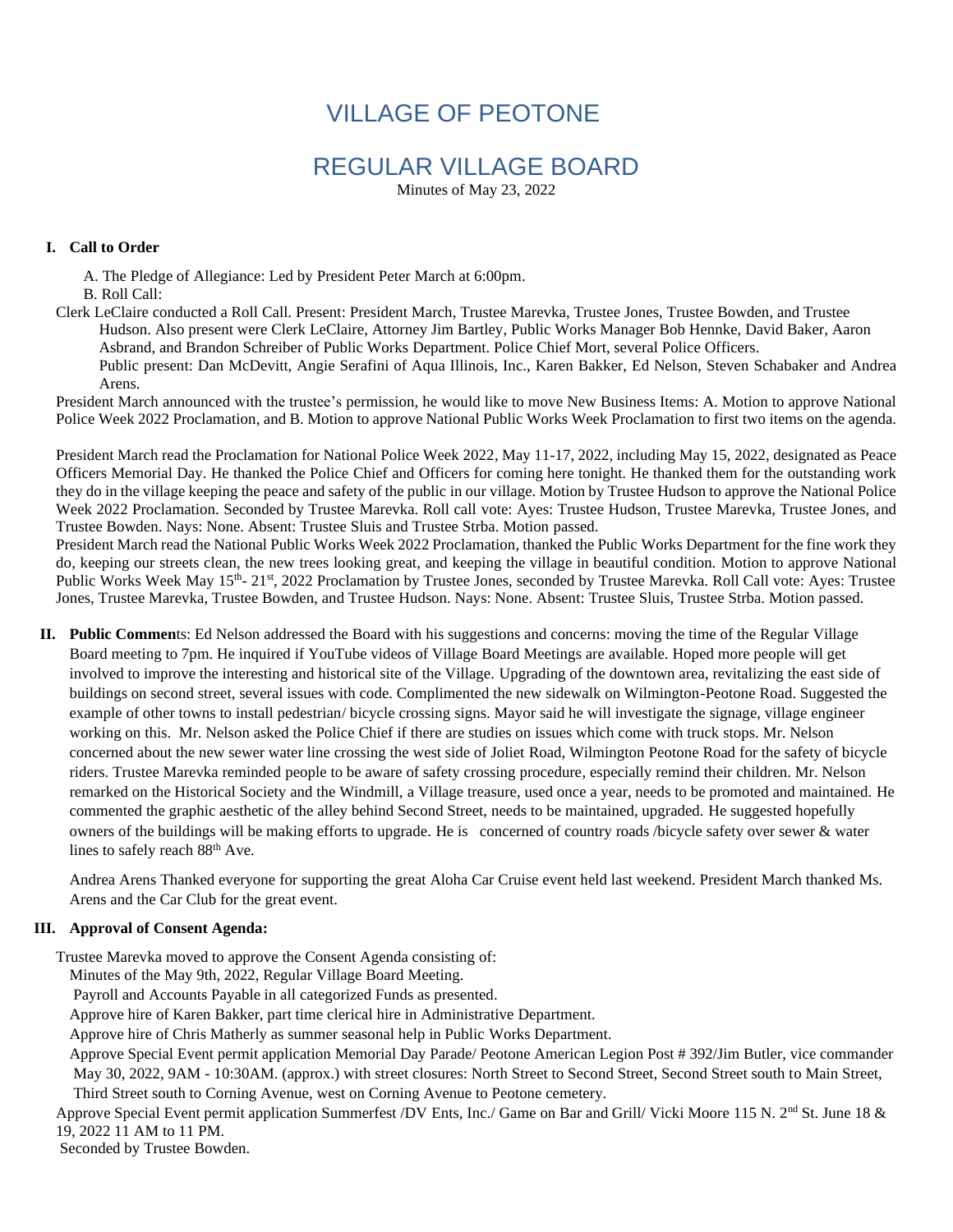# VILLAGE OF PEOTONE

## REGULAR VILLAGE BOARD

Minutes of May 23, 2022

### I. Call to Order

A. The Pledge of Allegiance: Led by President Peter March at 6:00pm.

B. Roll Call:

Clerk LeClaire conducted a Roll Call. Present: President March, Trustee Marevka, Trustee Jones, Trustee Bowden, and Trustee Hudson. Also present were Clerk LeClaire, Attorney Jim Bartley, Public Works Manager Bob Hennke, David Baker, Aaron Asbrand, and Brandon Schreiber of Public Works Department. Police Chief Mort, several Police Officers.

Public present: Dan McDevitt, Angie Serafini of Aqua Illinois, Inc., Karen Bakker, Ed Nelson, Steven Schabaker and Andrea Arens.

President March announced with the trustee's permission, he would like to move New Business Items: A. Motion to approve National Police Week 2022 Proclamation, and B. Motion to approve National Public Works Week Proclamation to first two items on the agenda.

President March read the Proclamation for National Police Week 2022, May 11-17, 2022, including May 15, 2022, designated as Peace Officers Memorial Day. He thanked the Police Chief and Officers for coming here tonight. He thanked them for the outstanding work they do in the village keeping the peace and safety of the public in our village. Motion by Trustee Hudson to approve the National Police Week 2022 Proclamation. Seconded by Trustee Marevka. Roll call vote: Ayes: Trustee Hudson, Trustee Marevka, Trustee Jones, and Trustee Bowden. Nays: None. Absent: Trustee Sluis and Trustee Strba. Motion passed.

President March read the National Public Works Week 2022 Proclamation, thanked the Public Works Department for the fine work they do, keeping our streets clean, the new trees looking great, and keeping the village in beautiful condition. Motion to approve National Public Works Week May 15th- 21st, 2022 Proclamation by Trustee Jones, seconded by Trustee Marevka. Roll Call vote: Ayes: Trustee Jones, Trustee Marevka, Trustee Bowden, and Trustee Hudson. Nays: None. Absent: Trustee Sluis, Trustee Strba. Motion passed.

### II. Public Comments:

Ed Nelson addressed the Board with his suggestions and concerns: moving the time of the Regular Village Board meeting to 7pm. He inquired if YouTube videos of Village Board Meetings are available. Hoped more people will get involved to improve the interesting and historical site of the Village. Upgrading of the downtown area, revitalizing the east side of buildings on second street, several issues with code. Complimented the new sidewalk on Wilmington-Peotone Road. Suggested the example of other towns to install pedestrian/ bicycle crossing signs. Mayor said he will investigate the signage, village engineer working on this. Mr. Nelson asked the Police Chief if there are studies on issues which come with truck stops. Mr. Nelson concerned about the new sewer water line crossing the west side of Joliet Road, Wilmington Peotone Road for the safety of bicycle riders. Trustee Marevka reminded people to be aware of safety crossing procedure, especially remind their children. Mr. Nelson remarked on the Historical Society and the Windmill, a Village treasure, used once a year, needs to be promoted and maintained. He commented the graphic aesthetic of the alley behind Second Street, needs to be maintained, upgraded. He suggested hopefully owners of the buildings will be making efforts to upgrade. He is concerned of country roads /bicycle safety over sewer & water lines to safely reach 88th Ave.

Andrea Arens Thanked everyone for supporting the great Aloha Car Cruise event held last weekend. President March thanked Ms. Arens and the Car Club for the great event.

### III. Approval of Consent Agenda:

Trustee Marevka moved to approve the Consent Agenda consisting of:

Minutes of the May 9th, 2022, Regular Village Board Meeting.

Payroll and Accounts Payable in all categorized Funds as presented.

Approve hire of Karen Bakker, part time clerical hire in Administrative Department.

Approve hire of Chris Matherly as summer seasonal help in Public Works Department.

Approve Special Event permit application Memorial Day Parade/ Peotone American Legion Post # 392/Jim Butler, vice commander May 30, 2022, 9AM - 10:30AM. (approx.) with street closures: North Street to Second Street, Second Street south to Main Street, Third Street south to Corning Avenue, west on Corning Avenue to Peotone cemetery.

Approve Special Event permit application Summerfest /DV Ents, Inc./ Game on Bar and Grill/ Vicki Moore 115 N. 2nd St. June 18 & 19, 2022 11 AM to 11 PM.

Seconded by Trustee Bowden.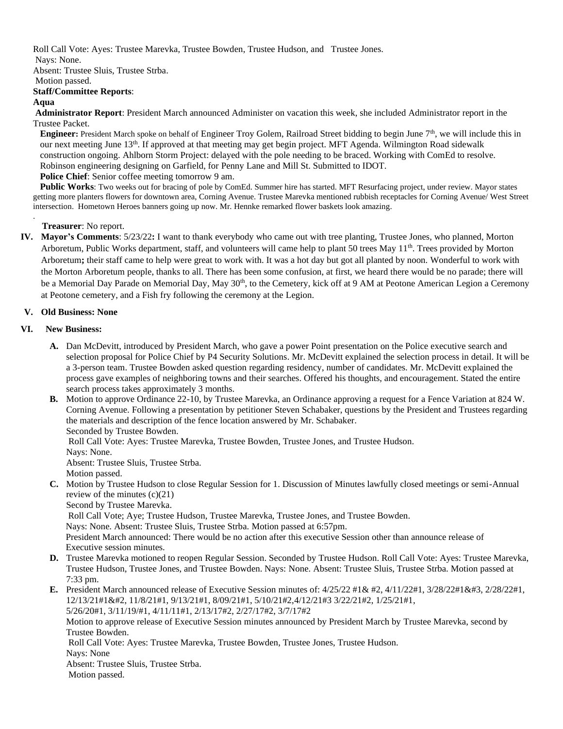Roll Call Vote: Ayes: Trustee Marevka, Trustee Bowden, Trustee Hudson, and Trustee Jones.
Nays: None.
Absent: Trustee Sluis, Trustee Strba.
Motion passed.

**Staff/Committee Reports**:

**Aqua**

**Administrator Report**: President March announced Administer on vacation this week, she included Administrator report in the Trustee Packet.

**Engineer:** President March spoke on behalf of Engineer Troy Golem, Railroad Street bidding to begin June 7th, we will include this in our next meeting June 13th. If approved at that meeting may get begin project. MFT Agenda. Wilmington Road sidewalk construction ongoing. Ahlborn Storm Project: delayed with the pole needing to be braced. Working with ComEd to resolve. Robinson engineering designing on Garfield, for Penny Lane and Mill St. Submitted to IDOT.

**Police Chief**: Senior coffee meeting tomorrow 9 am.

**Public Works**: Two weeks out for bracing of pole by ComEd. Summer hire has started. MFT Resurfacing project, under review. Mayor states getting more planters flowers for downtown area, Corning Avenue. Trustee Marevka mentioned rubbish receptacles for Corning Avenue/ West Street intersection. Hometown Heroes banners going up now. Mr. Hennke remarked flower baskets look amazing.

.

**Treasurer**: No report.

**IV. Mayor's Comments**: 5/23/22**:** I want to thank everybody who came out with tree planting, Trustee Jones, who planned, Morton Arboretum, Public Works department, staff, and volunteers will came help to plant 50 trees May 11th. Trees provided by Morton Arboretum**;** their staff came to help were great to work with. It was a hot day but got all planted by noon. Wonderful to work with the Morton Arboretum people, thanks to all. There has been some confusion, at first, we heard there would be no parade; there will be a Memorial Day Parade on Memorial Day, May 30th, to the Cemetery, kick off at 9 AM at Peotone American Legion a Ceremony at Peotone cemetery, and a Fish fry following the ceremony at the Legion.

**V. Old Business: None**

**VI. New Business:**

**A.** Dan McDevitt, introduced by President March, who gave a power Point presentation on the Police executive search and selection proposal for Police Chief by P4 Security Solutions. Mr. McDevitt explained the selection process in detail. It will be a 3-person team. Trustee Bowden asked question regarding residency, number of candidates. Mr. McDevitt explained the process gave examples of neighboring towns and their searches. Offered his thoughts, and encouragement. Stated the entire search process takes approximately 3 months.

**B.** Motion to approve Ordinance 22-10, by Trustee Marevka, an Ordinance approving a request for a Fence Variation at 824 W. Corning Avenue. Following a presentation by petitioner Steven Schabaker, questions by the President and Trustees regarding the materials and description of the fence location answered by Mr. Schabaker.
Seconded by Trustee Bowden.
Roll Call Vote: Ayes: Trustee Marevka, Trustee Bowden, Trustee Jones, and Trustee Hudson.
Nays: None.
Absent: Trustee Sluis, Trustee Strba.
Motion passed.

**C.** Motion by Trustee Hudson to close Regular Session for 1. Discussion of Minutes lawfully closed meetings or semi-Annual review of the minutes (c)(21)
Second by Trustee Marevka.
Roll Call Vote; Aye; Trustee Hudson, Trustee Marevka, Trustee Jones, and Trustee Bowden.
Nays: None. Absent: Trustee Sluis, Trustee Strba. Motion passed at 6:57pm.
President March announced: There would be no action after this executive Session other than announce release of Executive session minutes.

**D.** Trustee Marevka motioned to reopen Regular Session. Seconded by Trustee Hudson. Roll Call Vote: Ayes: Trustee Marevka, Trustee Hudson, Trustee Jones, and Trustee Bowden. Nays: None. Absent: Trustee Sluis, Trustee Strba. Motion passed at 7:33 pm.

**E.** President March announced release of Executive Session minutes of: 4/25/22 #1& #2, 4/11/22#1, 3/28/22#1&#3, 2/28/22#1, 12/13/21#1&#2, 11/8/21#1, 9/13/21#1, 8/09/21#1, 5/10/21#2,4/12/21#3 3/22/21#2, 1/25/21#1, 5/26/20#1, 3/11/19/#1, 4/11/11#1, 2/13/17#2, 2/27/17#2, 3/7/17#2
Motion to approve release of Executive Session minutes announced by President March by Trustee Marevka, second by Trustee Bowden.
Roll Call Vote: Ayes: Trustee Marevka, Trustee Bowden, Trustee Jones, Trustee Hudson.
Nays: None
Absent: Trustee Sluis, Trustee Strba.
Motion passed.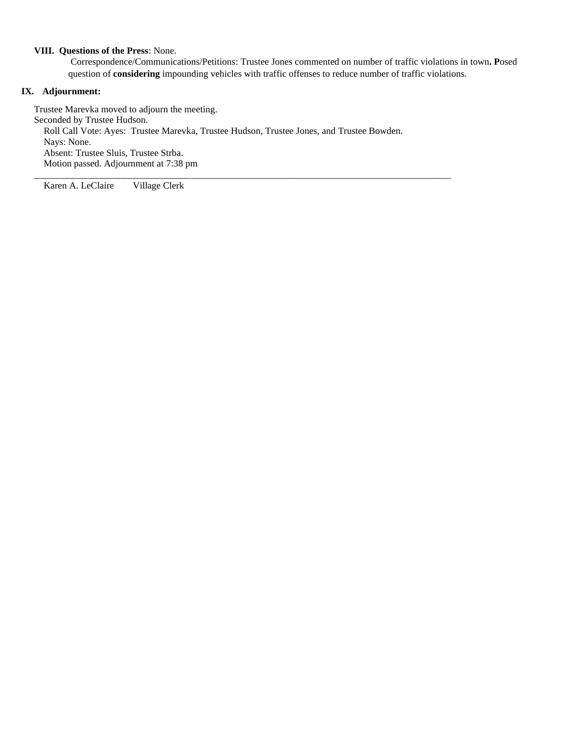**VIII. Questions of the Press**: None.

Correspondence/Communications/Petitions: Trustee Jones commented on number of traffic violations in town**. P**osed question of **considering** impounding vehicles with traffic offenses to reduce number of traffic violations.

**IX. Adjournment:**

Trustee Marevka moved to adjourn the meeting.
Seconded by Trustee Hudson.
Roll Call Vote: Ayes: Trustee Marevka, Trustee Hudson, Trustee Jones, and Trustee Bowden.
Nays: None.
Absent: Trustee Sluis, Trustee Strba.
Motion passed. Adjournment at 7:38 pm

___________________________________________________________________________________

Karen A. LeClaire Village Clerk